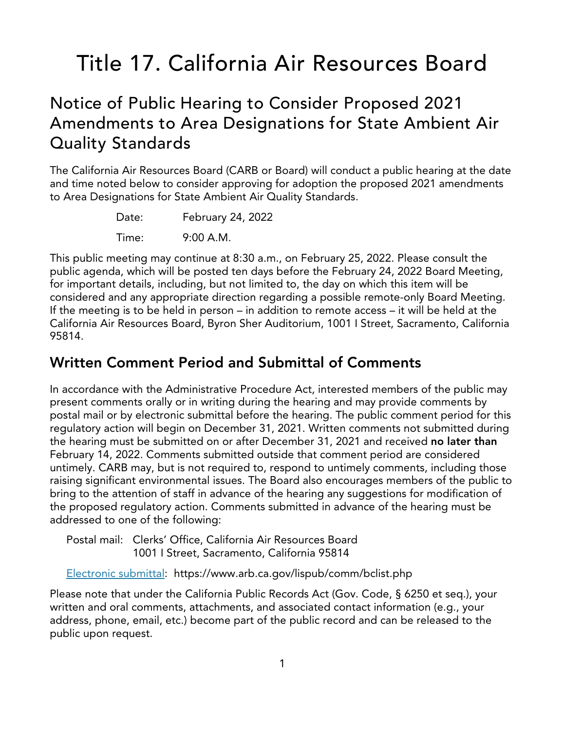# Title 17. California Air Resources Board

## Notice of Public Hearing to Consider Proposed 2021 Amendments to Area Designations for State Ambient Air Quality Standards

The California Air Resources Board (CARB or Board) will conduct a public hearing at the date and time noted below to consider approving for adoption the proposed 2021 amendments to Area Designations for State Ambient Air Quality Standards.

Date: February 24, 2022

Time: 9:00 A.M.

This public meeting may continue at 8:30 a.m., on February 25, 2022. Please consult the public agenda, which will be posted ten days before the February 24, 2022 Board Meeting, for important details, including, but not limited to, the day on which this item will be considered and any appropriate direction regarding a possible remote-only Board Meeting. If the meeting is to be held in person – in addition to remote access – it will be held at the California Air Resources Board, Byron Sher Auditorium, 1001 I Street, Sacramento, California 95814.

## Written Comment Period and Submittal of Comments

In accordance with the Administrative Procedure Act, interested members of the public may present comments orally or in writing during the hearing and may provide comments by postal mail or by electronic submittal before the hearing. The public comment period for this regulatory action will begin on December 31, 2021. Written comments not submitted during the hearing must be submitted on or after December 31, 2021 and received **no later than** February 14, 2022. Comments submitted outside that comment period are considered untimely. CARB may, but is not required to, respond to untimely comments, including those raising significant environmental issues. The Board also encourages members of the public to bring to the attention of staff in advance of the hearing any suggestions for modification of the proposed regulatory action. Comments submitted in advance of the hearing must be addressed to one of the following:

Postal mail: Clerks' Office, California Air Resources Board
1001 I Street, Sacramento, California 95814

Electronic submittal: https://www.arb.ca.gov/lispub/comm/bclist.php

Please note that under the California Public Records Act (Gov. Code, § 6250 et seq.), your written and oral comments, attachments, and associated contact information (e.g., your address, phone, email, etc.) become part of the public record and can be released to the public upon request.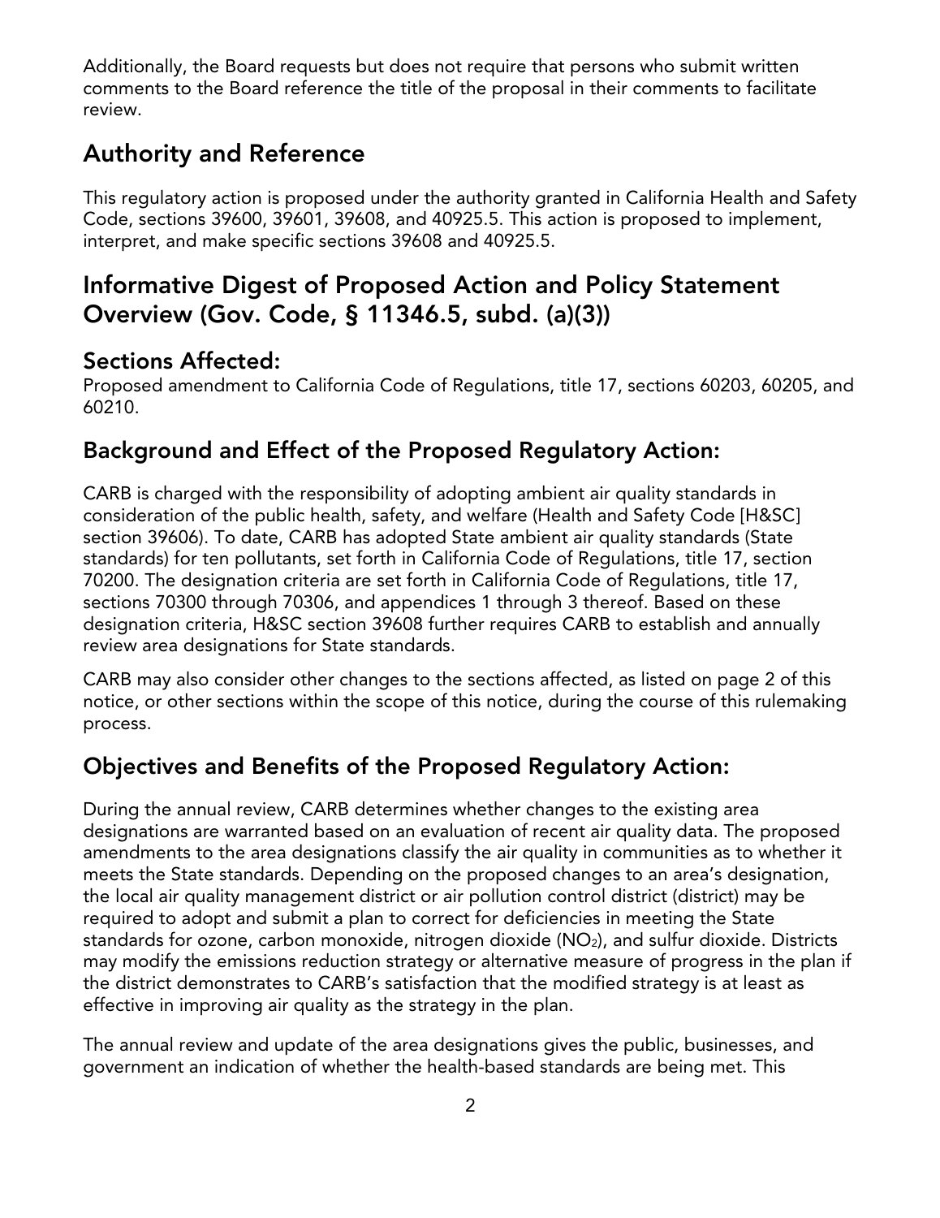Additionally, the Board requests but does not require that persons who submit written comments to the Board reference the title of the proposal in their comments to facilitate review.

## Authority and Reference

This regulatory action is proposed under the authority granted in California Health and Safety Code, sections 39600, 39601, 39608, and 40925.5. This action is proposed to implement, interpret, and make specific sections 39608 and 40925.5.

## Informative Digest of Proposed Action and Policy Statement Overview (Gov. Code, § 11346.5, subd. (a)(3))

### Sections Affected:

Proposed amendment to California Code of Regulations, title 17, sections 60203, 60205, and 60210.

### Background and Effect of the Proposed Regulatory Action:

CARB is charged with the responsibility of adopting ambient air quality standards in consideration of the public health, safety, and welfare (Health and Safety Code [H&SC] section 39606). To date, CARB has adopted State ambient air quality standards (State standards) for ten pollutants, set forth in California Code of Regulations, title 17, section 70200. The designation criteria are set forth in California Code of Regulations, title 17, sections 70300 through 70306, and appendices 1 through 3 thereof. Based on these designation criteria, H&SC section 39608 further requires CARB to establish and annually review area designations for State standards.

CARB may also consider other changes to the sections affected, as listed on page 2 of this notice, or other sections within the scope of this notice, during the course of this rulemaking process.

### Objectives and Benefits of the Proposed Regulatory Action:

During the annual review, CARB determines whether changes to the existing area designations are warranted based on an evaluation of recent air quality data. The proposed amendments to the area designations classify the air quality in communities as to whether it meets the State standards. Depending on the proposed changes to an area's designation, the local air quality management district or air pollution control district (district) may be required to adopt and submit a plan to correct for deficiencies in meeting the State standards for ozone, carbon monoxide, nitrogen dioxide ($NO_2$), and sulfur dioxide. Districts may modify the emissions reduction strategy or alternative measure of progress in the plan if the district demonstrates to CARB's satisfaction that the modified strategy is at least as effective in improving air quality as the strategy in the plan.

The annual review and update of the area designations gives the public, businesses, and government an indication of whether the health-based standards are being met. This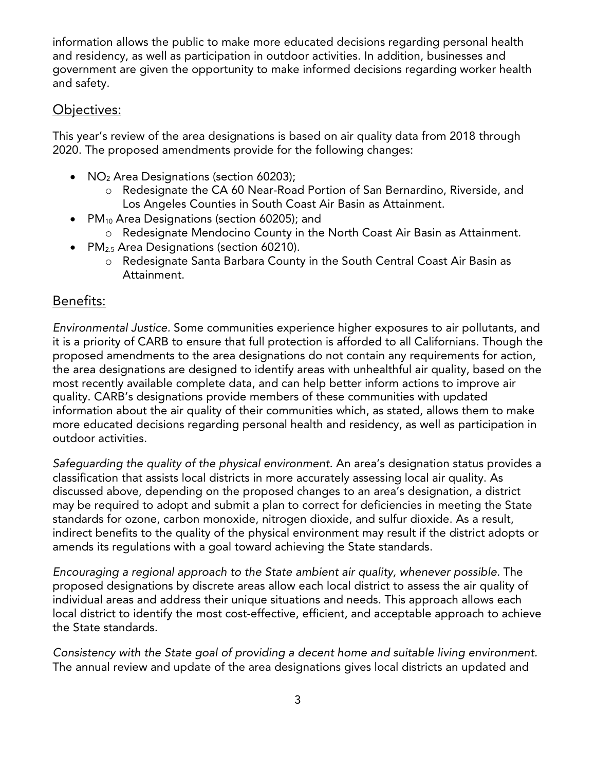information allows the public to make more educated decisions regarding personal health and residency, as well as participation in outdoor activities. In addition, businesses and government are given the opportunity to make informed decisions regarding worker health and safety.

## Objectives:

This year's review of the area designations is based on air quality data from 2018 through 2020. The proposed amendments provide for the following changes:

- $NO_2$ Area Designations (section 60203);
  - Redesignate the CA 60 Near-Road Portion of San Bernardino, Riverside, and Los Angeles Counties in South Coast Air Basin as Attainment.
- $PM_{10}$ Area Designations (section 60205); and
  - Redesignate Mendocino County in the North Coast Air Basin as Attainment.
- $PM_{2.5}$ Area Designations (section 60210).
  - Redesignate Santa Barbara County in the South Central Coast Air Basin as Attainment.

## Benefits:

*Environmental Justice*. Some communities experience higher exposures to air pollutants, and it is a priority of CARB to ensure that full protection is afforded to all Californians. Though the proposed amendments to the area designations do not contain any requirements for action, the area designations are designed to identify areas with unhealthful air quality, based on the most recently available complete data, and can help better inform actions to improve air quality. CARB's designations provide members of these communities with updated information about the air quality of their communities which, as stated, allows them to make more educated decisions regarding personal health and residency, as well as participation in outdoor activities.

*Safeguarding the quality of the physical environment.* An area's designation status provides a classification that assists local districts in more accurately assessing local air quality. As discussed above, depending on the proposed changes to an area's designation, a district may be required to adopt and submit a plan to correct for deficiencies in meeting the State standards for ozone, carbon monoxide, nitrogen dioxide, and sulfur dioxide. As a result, indirect benefits to the quality of the physical environment may result if the district adopts or amends its regulations with a goal toward achieving the State standards.

*Encouraging a regional approach to the State ambient air quality, whenever possible.* The proposed designations by discrete areas allow each local district to assess the air quality of individual areas and address their unique situations and needs. This approach allows each local district to identify the most cost-effective, efficient, and acceptable approach to achieve the State standards.

*Consistency with the State goal of providing a decent home and suitable living environment.* The annual review and update of the area designations gives local districts an updated and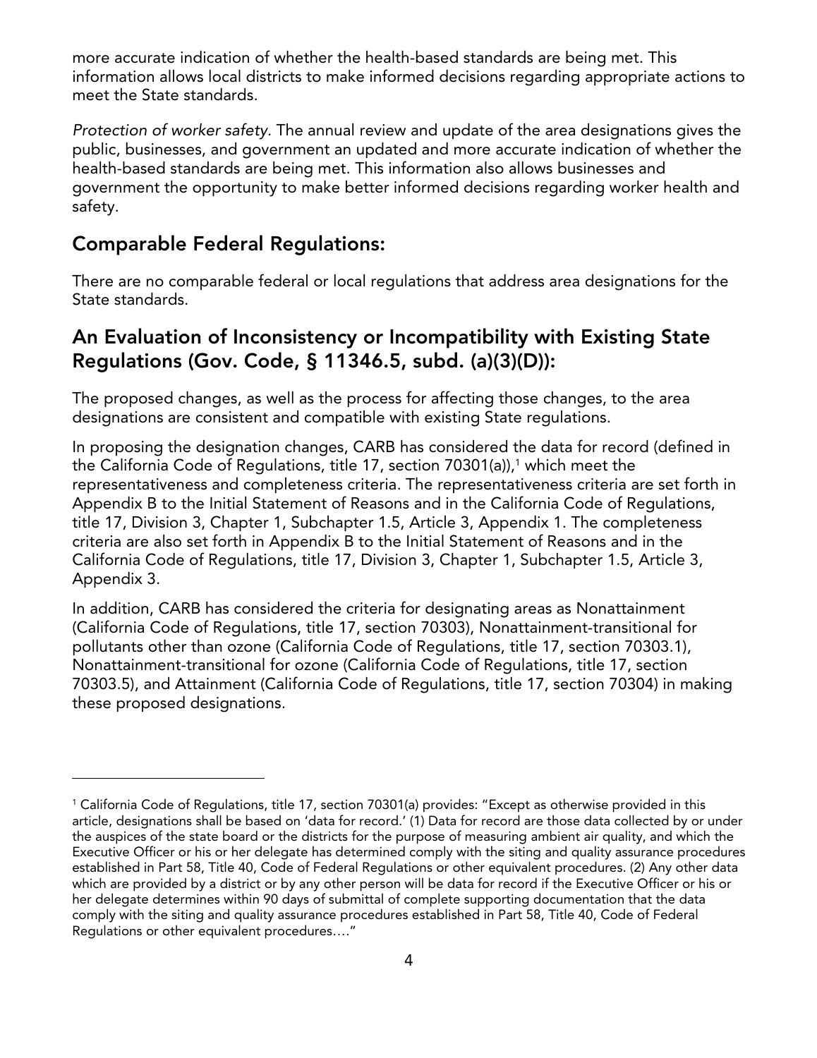more accurate indication of whether the health-based standards are being met. This information allows local districts to make informed decisions regarding appropriate actions to meet the State standards.

*Protection of worker safety.* The annual review and update of the area designations gives the public, businesses, and government an updated and more accurate indication of whether the health-based standards are being met. This information also allows businesses and government the opportunity to make better informed decisions regarding worker health and safety.

## Comparable Federal Regulations:

There are no comparable federal or local regulations that address area designations for the State standards.

## An Evaluation of Inconsistency or Incompatibility with Existing State Regulations (Gov. Code, § 11346.5, subd. (a)(3)(D)):

The proposed changes, as well as the process for affecting those changes, to the area designations are consistent and compatible with existing State regulations.

In proposing the designation changes, CARB has considered the data for record (defined in the California Code of Regulations, title 17, section 70301(a)),[1] which meet the representativeness and completeness criteria. The representativeness criteria are set forth in Appendix B to the Initial Statement of Reasons and in the California Code of Regulations, title 17, Division 3, Chapter 1, Subchapter 1.5, Article 3, Appendix 1. The completeness criteria are also set forth in Appendix B to the Initial Statement of Reasons and in the California Code of Regulations, title 17, Division 3, Chapter 1, Subchapter 1.5, Article 3, Appendix 3.

In addition, CARB has considered the criteria for designating areas as Nonattainment (California Code of Regulations, title 17, section 70303), Nonattainment-transitional for pollutants other than ozone (California Code of Regulations, title 17, section 70303.1), Nonattainment-transitional for ozone (California Code of Regulations, title 17, section 70303.5), and Attainment (California Code of Regulations, title 17, section 70304) in making these proposed designations.

---

[1] California Code of Regulations, title 17, section 70301(a) provides: "Except as otherwise provided in this article, designations shall be based on 'data for record.' (1) Data for record are those data collected by or under the auspices of the state board or the districts for the purpose of measuring ambient air quality, and which the Executive Officer or his or her delegate has determined comply with the siting and quality assurance procedures established in Part 58, Title 40, Code of Federal Regulations or other equivalent procedures. (2) Any other data which are provided by a district or by any other person will be data for record if the Executive Officer or his or her delegate determines within 90 days of submittal of complete supporting documentation that the data comply with the siting and quality assurance procedures established in Part 58, Title 40, Code of Federal Regulations or other equivalent procedures…."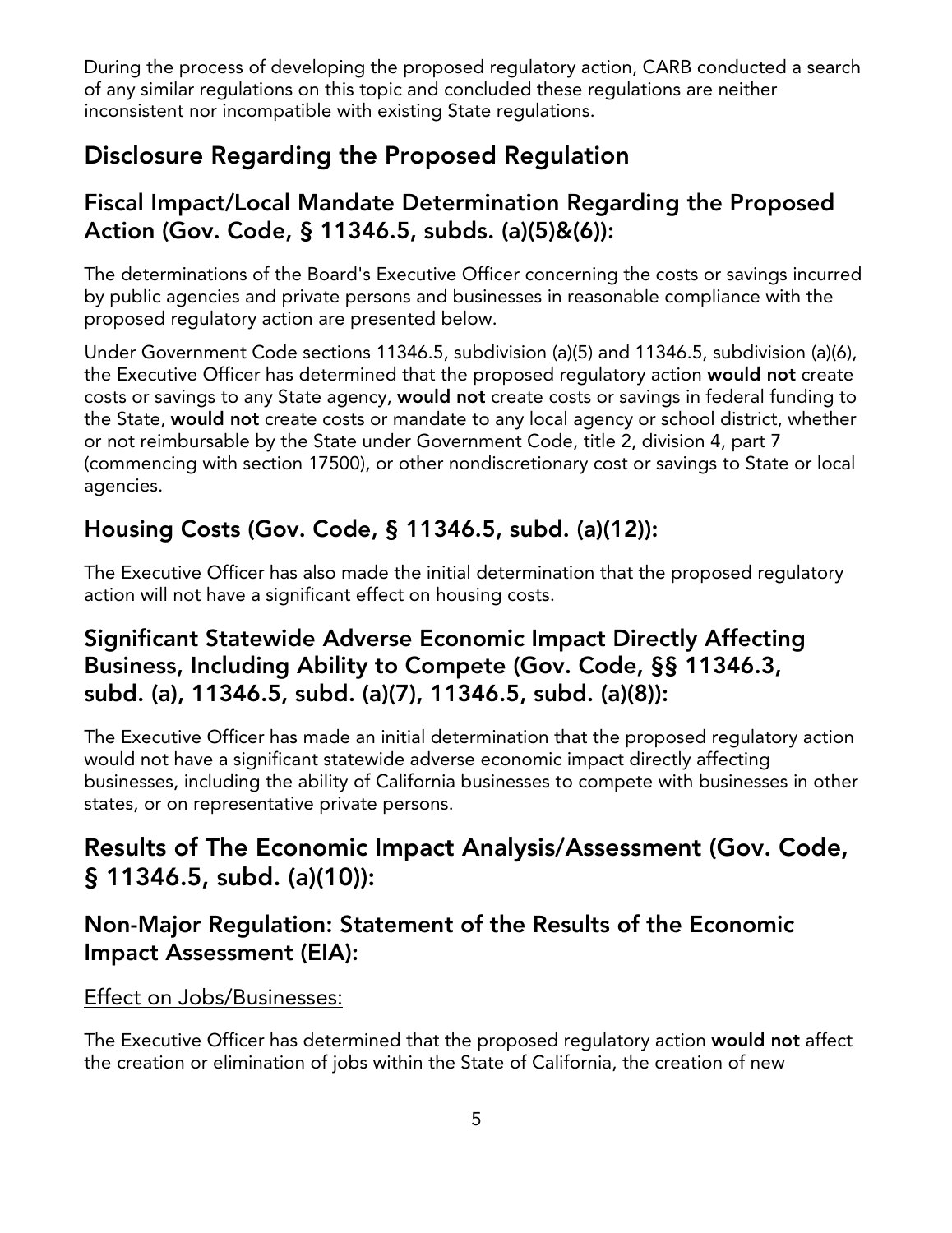During the process of developing the proposed regulatory action, CARB conducted a search of any similar regulations on this topic and concluded these regulations are neither inconsistent nor incompatible with existing State regulations.

## Disclosure Regarding the Proposed Regulation

### Fiscal Impact/Local Mandate Determination Regarding the Proposed Action (Gov. Code, § 11346.5, subds. (a)(5)&(6)):

The determinations of the Board's Executive Officer concerning the costs or savings incurred by public agencies and private persons and businesses in reasonable compliance with the proposed regulatory action are presented below.

Under Government Code sections 11346.5, subdivision (a)(5) and 11346.5, subdivision (a)(6), the Executive Officer has determined that the proposed regulatory action **would not** create costs or savings to any State agency, **would not** create costs or savings in federal funding to the State, **would not** create costs or mandate to any local agency or school district, whether or not reimbursable by the State under Government Code, title 2, division 4, part 7 (commencing with section 17500), or other nondiscretionary cost or savings to State or local agencies.

### Housing Costs (Gov. Code, § 11346.5, subd. (a)(12)):

The Executive Officer has also made the initial determination that the proposed regulatory action will not have a significant effect on housing costs.

### Significant Statewide Adverse Economic Impact Directly Affecting Business, Including Ability to Compete (Gov. Code, §§ 11346.3, subd. (a), 11346.5, subd. (a)(7), 11346.5, subd. (a)(8)):

The Executive Officer has made an initial determination that the proposed regulatory action would not have a significant statewide adverse economic impact directly affecting businesses, including the ability of California businesses to compete with businesses in other states, or on representative private persons.

## Results of The Economic Impact Analysis/Assessment (Gov. Code, § 11346.5, subd. (a)(10)):

### Non-Major Regulation: Statement of the Results of the Economic Impact Assessment (EIA):

<u>Effect on Jobs/Businesses:</u>

The Executive Officer has determined that the proposed regulatory action **would not** affect the creation or elimination of jobs within the State of California, the creation of new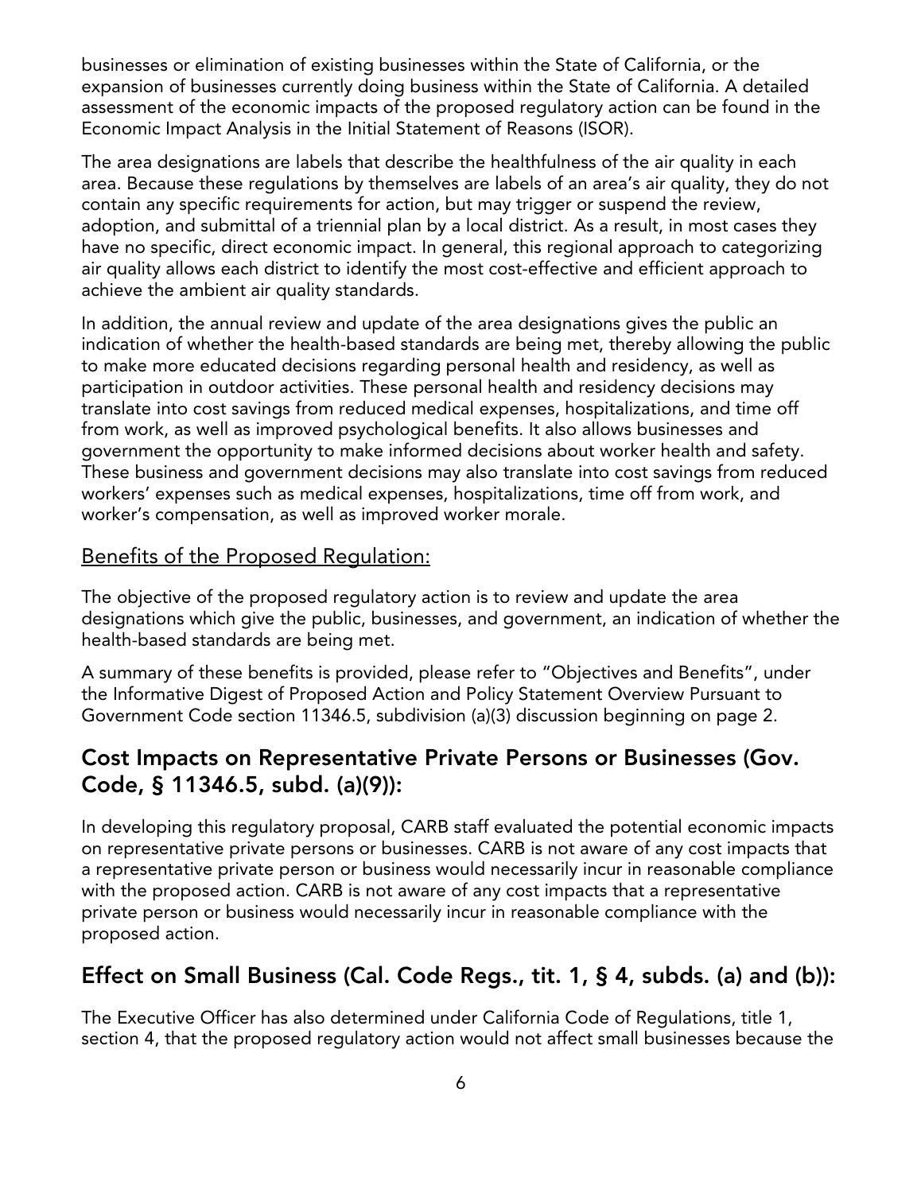businesses or elimination of existing businesses within the State of California, or the expansion of businesses currently doing business within the State of California. A detailed assessment of the economic impacts of the proposed regulatory action can be found in the Economic Impact Analysis in the Initial Statement of Reasons (ISOR).

The area designations are labels that describe the healthfulness of the air quality in each area. Because these regulations by themselves are labels of an area's air quality, they do not contain any specific requirements for action, but may trigger or suspend the review, adoption, and submittal of a triennial plan by a local district. As a result, in most cases they have no specific, direct economic impact. In general, this regional approach to categorizing air quality allows each district to identify the most cost-effective and efficient approach to achieve the ambient air quality standards.

In addition, the annual review and update of the area designations gives the public an indication of whether the health-based standards are being met, thereby allowing the public to make more educated decisions regarding personal health and residency, as well as participation in outdoor activities. These personal health and residency decisions may translate into cost savings from reduced medical expenses, hospitalizations, and time off from work, as well as improved psychological benefits. It also allows businesses and government the opportunity to make informed decisions about worker health and safety. These business and government decisions may also translate into cost savings from reduced workers' expenses such as medical expenses, hospitalizations, time off from work, and worker's compensation, as well as improved worker morale.

<u>Benefits of the Proposed Regulation:</u>

The objective of the proposed regulatory action is to review and update the area designations which give the public, businesses, and government, an indication of whether the health-based standards are being met.

A summary of these benefits is provided, please refer to "Objectives and Benefits", under the Informative Digest of Proposed Action and Policy Statement Overview Pursuant to Government Code section 11346.5, subdivision (a)(3) discussion beginning on page 2.

## Cost Impacts on Representative Private Persons or Businesses (Gov. Code, § 11346.5, subd. (a)(9)):

In developing this regulatory proposal, CARB staff evaluated the potential economic impacts on representative private persons or businesses. CARB is not aware of any cost impacts that a representative private person or business would necessarily incur in reasonable compliance with the proposed action. CARB is not aware of any cost impacts that a representative private person or business would necessarily incur in reasonable compliance with the proposed action.

## Effect on Small Business (Cal. Code Regs., tit. 1, § 4, subds. (a) and (b)):

The Executive Officer has also determined under California Code of Regulations, title 1, section 4, that the proposed regulatory action would not affect small businesses because the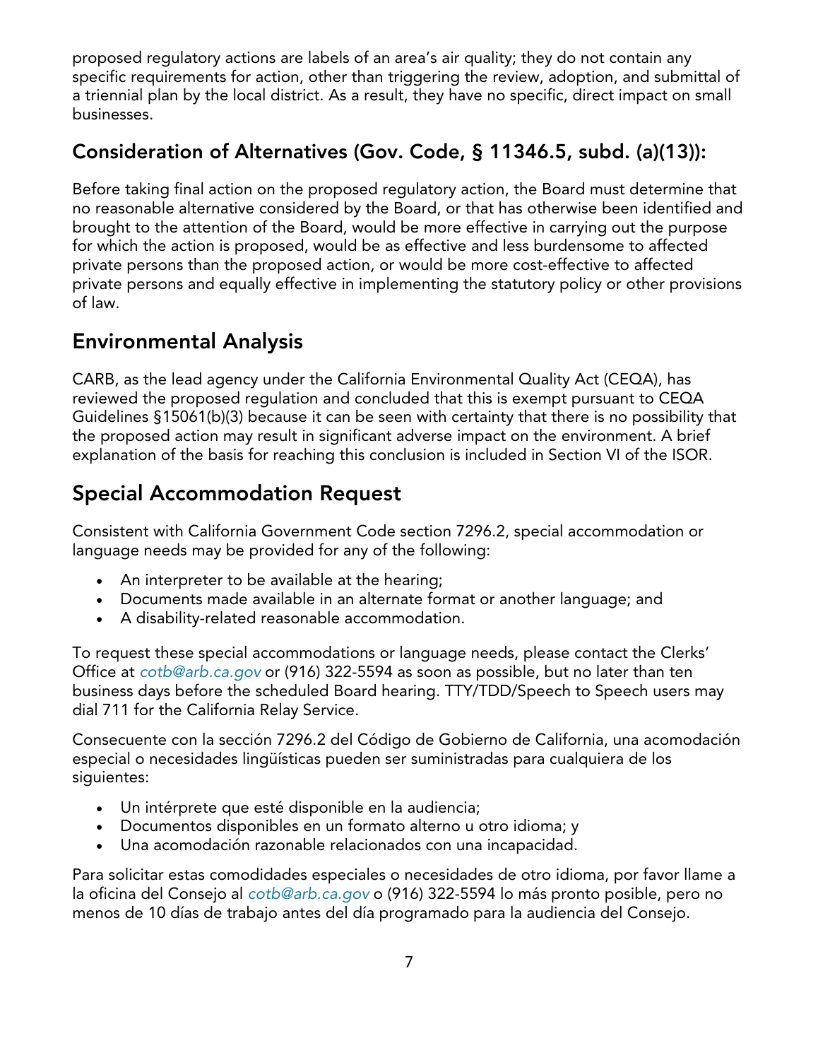proposed regulatory actions are labels of an area's air quality; they do not contain any specific requirements for action, other than triggering the review, adoption, and submittal of a triennial plan by the local district. As a result, they have no specific, direct impact on small businesses.

## Consideration of Alternatives (Gov. Code, § 11346.5, subd. (a)(13)):

Before taking final action on the proposed regulatory action, the Board must determine that no reasonable alternative considered by the Board, or that has otherwise been identified and brought to the attention of the Board, would be more effective in carrying out the purpose for which the action is proposed, would be as effective and less burdensome to affected private persons than the proposed action, or would be more cost-effective to affected private persons and equally effective in implementing the statutory policy or other provisions of law.

## Environmental Analysis

CARB, as the lead agency under the California Environmental Quality Act (CEQA), has reviewed the proposed regulation and concluded that this is exempt pursuant to CEQA Guidelines §15061(b)(3) because it can be seen with certainty that there is no possibility that the proposed action may result in significant adverse impact on the environment. A brief explanation of the basis for reaching this conclusion is included in Section VI of the ISOR.

## Special Accommodation Request

Consistent with California Government Code section 7296.2, special accommodation or language needs may be provided for any of the following:

- An interpreter to be available at the hearing;
- Documents made available in an alternate format or another language; and
- A disability-related reasonable accommodation.

To request these special accommodations or language needs, please contact the Clerks' Office at *cotb@arb.ca.gov* or (916) 322-5594 as soon as possible, but no later than ten business days before the scheduled Board hearing. TTY/TDD/Speech to Speech users may dial 711 for the California Relay Service.

Consecuente con la sección 7296.2 del Código de Gobierno de California, una acomodación especial o necesidades lingüísticas pueden ser suministradas para cualquiera de los siguientes:

- Un intérprete que esté disponible en la audiencia;
- Documentos disponibles en un formato alterno u otro idioma; y
- Una acomodación razonable relacionados con una incapacidad.

Para solicitar estas comodidades especiales o necesidades de otro idioma, por favor llame a la oficina del Consejo al *cotb@arb.ca.gov* o (916) 322-5594 lo más pronto posible, pero no menos de 10 días de trabajo antes del día programado para la audiencia del Consejo.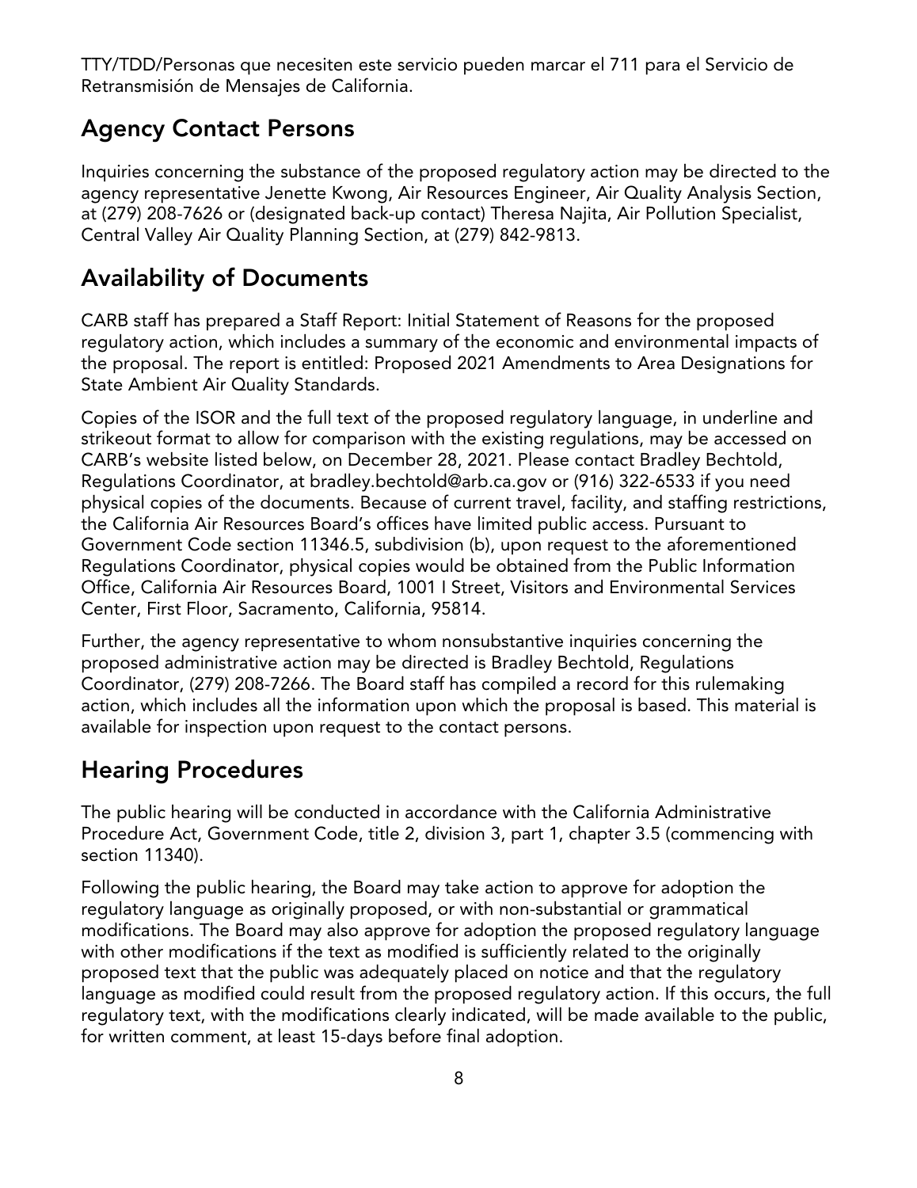TTY/TDD/Personas que necesiten este servicio pueden marcar el 711 para el Servicio de Retransmisión de Mensajes de California.

## Agency Contact Persons

Inquiries concerning the substance of the proposed regulatory action may be directed to the agency representative Jenette Kwong, Air Resources Engineer, Air Quality Analysis Section, at (279) 208-7626 or (designated back-up contact) Theresa Najita, Air Pollution Specialist, Central Valley Air Quality Planning Section, at (279) 842-9813.

## Availability of Documents

CARB staff has prepared a Staff Report: Initial Statement of Reasons for the proposed regulatory action, which includes a summary of the economic and environmental impacts of the proposal. The report is entitled: Proposed 2021 Amendments to Area Designations for State Ambient Air Quality Standards.

Copies of the ISOR and the full text of the proposed regulatory language, in underline and strikeout format to allow for comparison with the existing regulations, may be accessed on CARB's website listed below, on December 28, 2021. Please contact Bradley Bechtold, Regulations Coordinator, at bradley.bechtold@arb.ca.gov or (916) 322-6533 if you need physical copies of the documents. Because of current travel, facility, and staffing restrictions, the California Air Resources Board's offices have limited public access. Pursuant to Government Code section 11346.5, subdivision (b), upon request to the aforementioned Regulations Coordinator, physical copies would be obtained from the Public Information Office, California Air Resources Board, 1001 I Street, Visitors and Environmental Services Center, First Floor, Sacramento, California, 95814.

Further, the agency representative to whom nonsubstantive inquiries concerning the proposed administrative action may be directed is Bradley Bechtold, Regulations Coordinator, (279) 208-7266. The Board staff has compiled a record for this rulemaking action, which includes all the information upon which the proposal is based. This material is available for inspection upon request to the contact persons.

## Hearing Procedures

The public hearing will be conducted in accordance with the California Administrative Procedure Act, Government Code, title 2, division 3, part 1, chapter 3.5 (commencing with section 11340).

Following the public hearing, the Board may take action to approve for adoption the regulatory language as originally proposed, or with non-substantial or grammatical modifications. The Board may also approve for adoption the proposed regulatory language with other modifications if the text as modified is sufficiently related to the originally proposed text that the public was adequately placed on notice and that the regulatory language as modified could result from the proposed regulatory action. If this occurs, the full regulatory text, with the modifications clearly indicated, will be made available to the public, for written comment, at least 15-days before final adoption.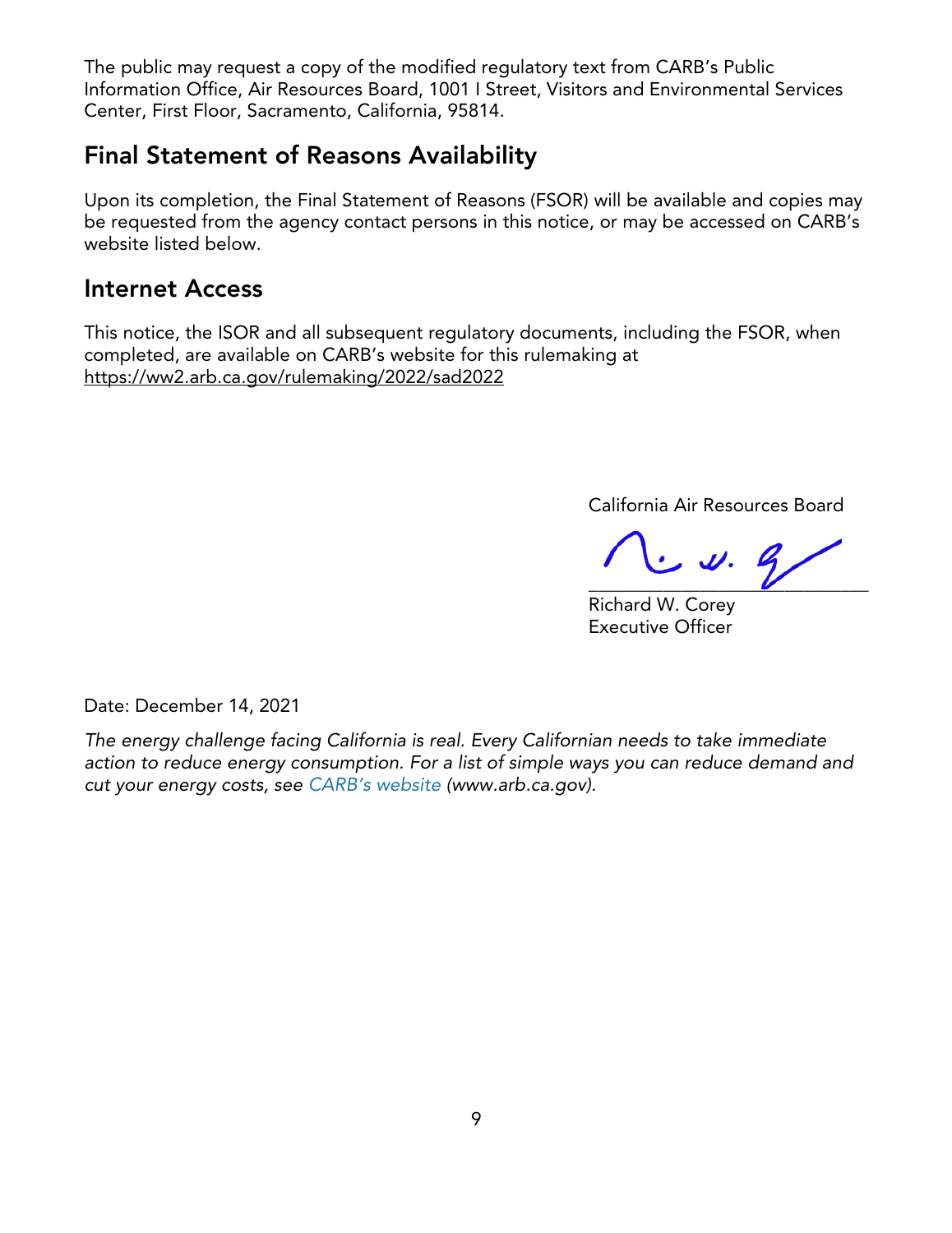The public may request a copy of the modified regulatory text from CARB's Public Information Office, Air Resources Board, 1001 I Street, Visitors and Environmental Services Center, First Floor, Sacramento, California, 95814.

## Final Statement of Reasons Availability

Upon its completion, the Final Statement of Reasons (FSOR) will be available and copies may be requested from the agency contact persons in this notice, or may be accessed on CARB's website listed below.

## Internet Access

This notice, the ISOR and all subsequent regulatory documents, including the FSOR, when completed, are available on CARB's website for this rulemaking at https://ww2.arb.ca.gov/rulemaking/2022/sad2022

California Air Resources Board

Richard W. Corey
Executive Officer

Date: December 14, 2021

*The energy challenge facing California is real. Every Californian needs to take immediate action to reduce energy consumption. For a list of simple ways you can reduce demand and cut your energy costs, see CARB's website (www.arb.ca.gov).*